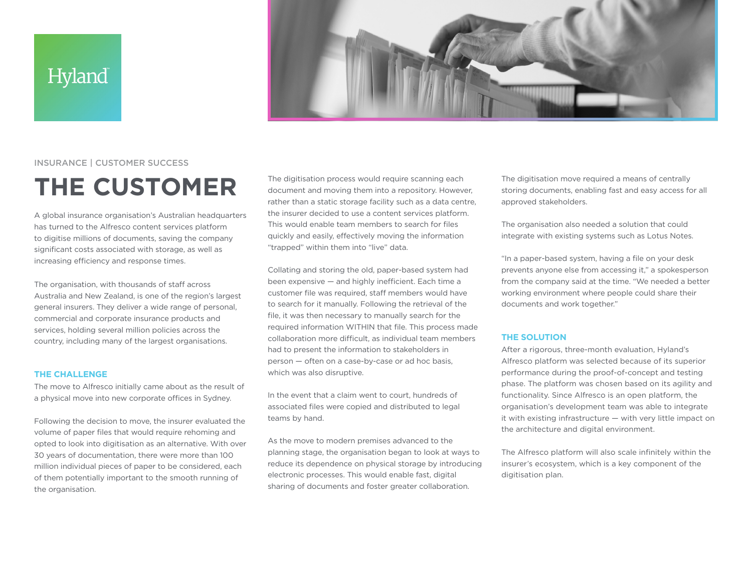Hyland

INSURANCE | CUSTOMER SUCCESS

# THE CUSTOMER

A global insurance organisation's Australian headquarters has turned to the Alfresco content services platform to digitise millions of documents, saving the company significant costs associated with storage, as well as increasing efficiency and response times.

The organisation, with thousands of staff across Australia and New Zealand, is one of the region's largest general insurers. They deliver a wide range of personal, commercial and corporate insurance products and services, holding several million policies across the country, including many of the largest organisations.

## THE CHALLENGE

The move to Alfresco initially came about as the result of a physical move into new corporate offices in Sydney.

Following the decision to move, the insurer evaluated the volume of paper files that would require rehoming and opted to look into digitisation as an alternative. With over 30 years of documentation, there were more than 100 million individual pieces of paper to be considered, each of them potentially important to the smooth running of the organisation.

The digitisation process would require scanning each document and moving them into a repository. However, rather than a static storage facility such as a data centre, the insurer decided to use a content services platform. This would enable team members to search for files quickly and easily, effectively moving the information "trapped" within them into "live" data.

Collating and storing the old, paper-based system had been expensive — and highly inefficient. Each time a customer file was required, staff members would have to search for it manually. Following the retrieval of the file, it was then necessary to manually search for the required information WITHIN that file. This process made collaboration more difficult, as individual team members had to present the information to stakeholders in person — often on a case-by-case or ad hoc basis, which was also disruptive.

In the event that a claim went to court, hundreds of associated files were copied and distributed to legal teams by hand.

As the move to modern premises advanced to the planning stage, the organisation began to look at ways to reduce its dependence on physical storage by introducing electronic processes. This would enable fast, digital sharing of documents and foster greater collaboration.

The digitisation move required a means of centrally storing documents, enabling fast and easy access for all approved stakeholders.

The organisation also needed a solution that could integrate with existing systems such as Lotus Notes.

"In a paper-based system, having a file on your desk prevents anyone else from accessing it," a spokesperson from the company said at the time. "We needed a better working environment where people could share their documents and work together."

## THE SOLUTION

After a rigorous, three-month evaluation, Hyland's Alfresco platform was selected because of its superior performance during the proof-of-concept and testing phase. The platform was chosen based on its agility and functionality. Since Alfresco is an open platform, the organisation's development team was able to integrate it with existing infrastructure — with very little impact on the architecture and digital environment.

The Alfresco platform will also scale infinitely within the insurer's ecosystem, which is a key component of the digitisation plan.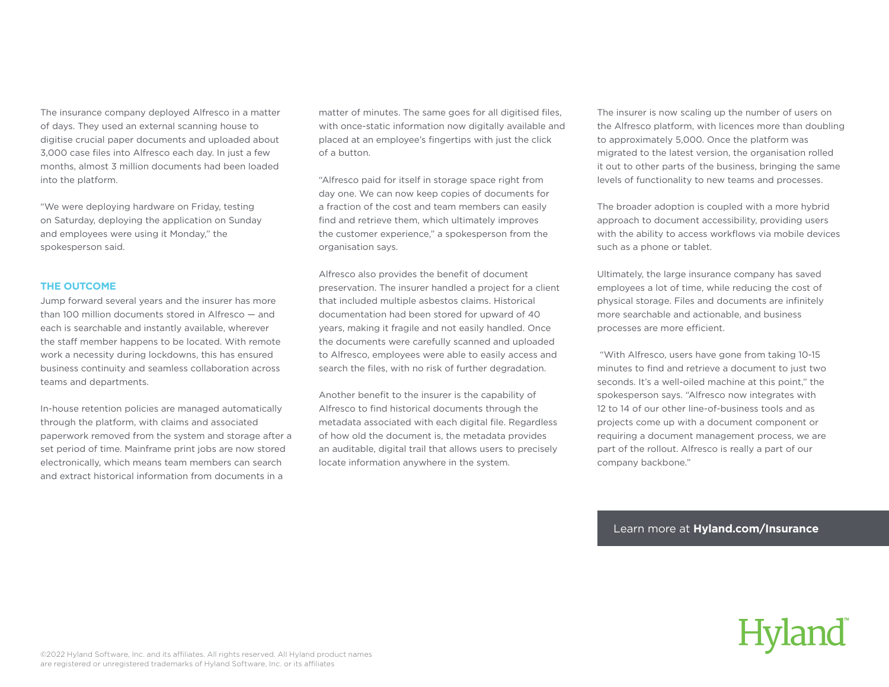The insurance company deployed Alfresco in a matter of days. They used an external scanning house to digitise crucial paper documents and uploaded about 3,000 case files into Alfresco each day. In just a few months, almost 3 million documents had been loaded into the platform.

"We were deploying hardware on Friday, testing on Saturday, deploying the application on Sunday and employees were using it Monday," the spokesperson said.

## THE OUTCOME

Jump forward several years and the insurer has more than 100 million documents stored in Alfresco — and each is searchable and instantly available, wherever the staff member happens to be located. With remote work a necessity during lockdowns, this has ensured business continuity and seamless collaboration across teams and departments.

In-house retention policies are managed automatically through the platform, with claims and associated paperwork removed from the system and storage after a set period of time. Mainframe print jobs are now stored electronically, which means team members can search and extract historical information from documents in a matter of minutes. The same goes for all digitised files, with once-static information now digitally available and placed at an employee's fingertips with just the click of a button.

"Alfresco paid for itself in storage space right from day one. We can now keep copies of documents for a fraction of the cost and team members can easily find and retrieve them, which ultimately improves the customer experience," a spokesperson from the organisation says.

Alfresco also provides the benefit of document preservation. The insurer handled a project for a client that included multiple asbestos claims. Historical documentation had been stored for upward of 40 years, making it fragile and not easily handled. Once the documents were carefully scanned and uploaded to Alfresco, employees were able to easily access and search the files, with no risk of further degradation.

Another benefit to the insurer is the capability of Alfresco to find historical documents through the metadata associated with each digital file. Regardless of how old the document is, the metadata provides an auditable, digital trail that allows users to precisely locate information anywhere in the system.

The insurer is now scaling up the number of users on the Alfresco platform, with licences more than doubling to approximately 5,000. Once the platform was migrated to the latest version, the organisation rolled it out to other parts of the business, bringing the same levels of functionality to new teams and processes.

The broader adoption is coupled with a more hybrid approach to document accessibility, providing users with the ability to access workflows via mobile devices such as a phone or tablet.

Ultimately, the large insurance company has saved employees a lot of time, while reducing the cost of physical storage. Files and documents are infinitely more searchable and actionable, and business processes are more efficient.

"With Alfresco, users have gone from taking 10-15 minutes to find and retrieve a document to just two seconds. It's a well-oiled machine at this point," the spokesperson says. "Alfresco now integrates with 12 to 14 of our other line-of-business tools and as projects come up with a document component or requiring a document management process, we are part of the rollout. Alfresco is really a part of our company backbone."

Learn more at **Hyland.com/Insurance**

Hyland™

©2022 Hyland Software, Inc. and its affiliates. All rights reserved. All Hyland product names are registered or unregistered trademarks of Hyland Software, Inc. or its affiliates